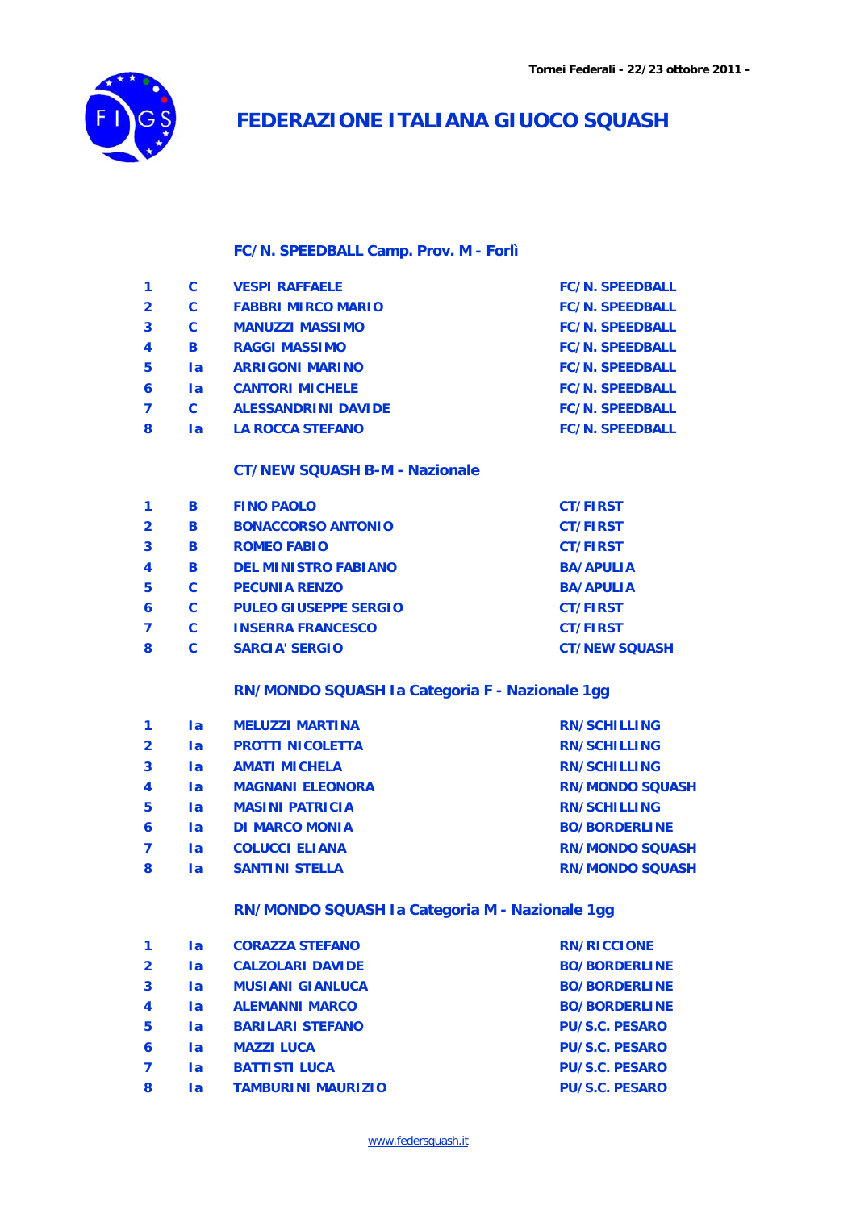Tornei Federali - 22/23 ottobre 2011 -

# FEDERAZIONE ITALIANA GIUOCO SQUASH

### FC/N. SPEEDBALL Camp. Prov. M - Forlì

| | | | |
|---|---|---|---|
| 1 | C | VESPI RAFFAELE | FC/N. SPEEDBALL |
| 2 | C | FABBRI MIRCO MARIO | FC/N. SPEEDBALL |
| 3 | C | MANUZZI MASSIMO | FC/N. SPEEDBALL |
| 4 | B | RAGGI MASSIMO | FC/N. SPEEDBALL |
| 5 | Ia | ARRIGONI MARINO | FC/N. SPEEDBALL |
| 6 | Ia | CANTORI MICHELE | FC/N. SPEEDBALL |
| 7 | C | ALESSANDRINI DAVIDE | FC/N. SPEEDBALL |
| 8 | Ia | LA ROCCA STEFANO | FC/N. SPEEDBALL |

### CT/NEW SQUASH B-M - Nazionale

| | | | |
|---|---|---|---|
| 1 | B | FINO PAOLO | CT/FIRST |
| 2 | B | BONACCORSO ANTONIO | CT/FIRST |
| 3 | B | ROMEO FABIO | CT/FIRST |
| 4 | B | DEL MINISTRO FABIANO | BA/APULIA |
| 5 | C | PECUNIA RENZO | BA/APULIA |
| 6 | C | PULEO GIUSEPPE SERGIO | CT/FIRST |
| 7 | C | INSERRA FRANCESCO | CT/FIRST |
| 8 | C | SARCIA' SERGIO | CT/NEW SQUASH |

### RN/MONDO SQUASH Ia Categoria F - Nazionale 1gg

| | | | |
|---|---|---|---|
| 1 | Ia | MELUZZI MARTINA | RN/SCHILLING |
| 2 | Ia | PROTTI NICOLETTA | RN/SCHILLING |
| 3 | Ia | AMATI MICHELA | RN/SCHILLING |
| 4 | Ia | MAGNANI ELEONORA | RN/MONDO SQUASH |
| 5 | Ia | MASINI PATRICIA | RN/SCHILLING |
| 6 | Ia | DI MARCO MONIA | BO/BORDERLINE |
| 7 | Ia | COLUCCI ELIANA | RN/MONDO SQUASH |
| 8 | Ia | SANTINI STELLA | RN/MONDO SQUASH |

### RN/MONDO SQUASH Ia Categoria M - Nazionale 1gg

| | | | |
|---|---|---|---|
| 1 | Ia | CORAZZA STEFANO | RN/RICCIONE |
| 2 | Ia | CALZOLARI DAVIDE | BO/BORDERLINE |
| 3 | Ia | MUSIANI GIANLUCA | BO/BORDERLINE |
| 4 | Ia | ALEMANNI MARCO | BO/BORDERLINE |
| 5 | Ia | BARILARI STEFANO | PU/S.C. PESARO |
| 6 | Ia | MAZZI LUCA | PU/S.C. PESARO |
| 7 | Ia | BATTISTI LUCA | PU/S.C. PESARO |
| 8 | Ia | TAMBURINI MAURIZIO | PU/S.C. PESARO |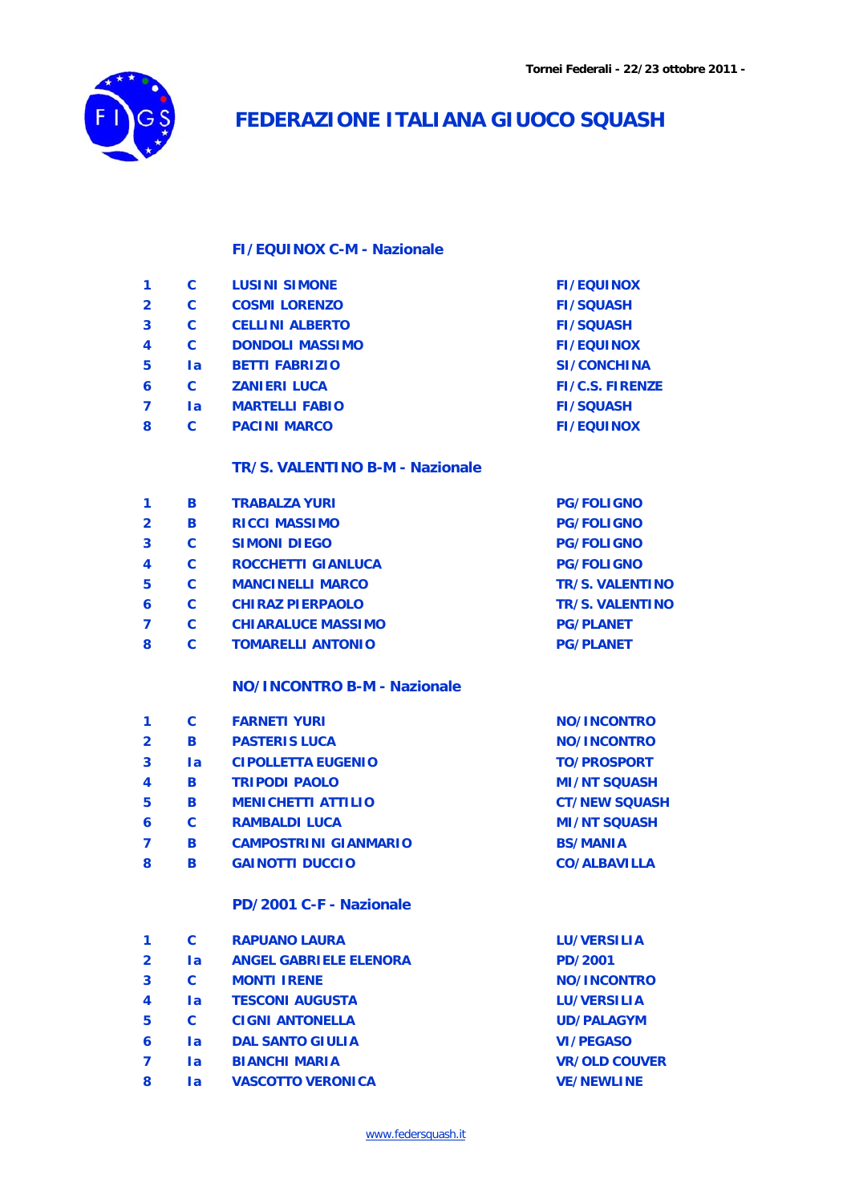# FEDERAZIONE ITALIANA GIUOCO SQUASH

### FI/EQUINOX C-M - Nazionale

| | | | |
|---|---|---|---|
| 1 | C | LUSINI SIMONE | FI/EQUINOX |
| 2 | C | COSMI LORENZO | FI/SQUASH |
| 3 | C | CELLINI ALBERTO | FI/SQUASH |
| 4 | C | DONDOLI MASSIMO | FI/EQUINOX |
| 5 | Ia | BETTI FABRIZIO | SI/CONCHINA |
| 6 | C | ZANIERI LUCA | FI/C.S. FIRENZE |
| 7 | Ia | MARTELLI FABIO | FI/SQUASH |
| 8 | C | PACINI MARCO | FI/EQUINOX |

### TR/S. VALENTINO B-M - Nazionale

| | | | |
|---|---|---|---|
| 1 | B | TRABALZA YURI | PG/FOLIGNO |
| 2 | B | RICCI MASSIMO | PG/FOLIGNO |
| 3 | C | SIMONI DIEGO | PG/FOLIGNO |
| 4 | C | ROCCHETTI GIANLUCA | PG/FOLIGNO |
| 5 | C | MANCINELLI MARCO | TR/S. VALENTINO |
| 6 | C | CHIRAZ PIERPAOLO | TR/S. VALENTINO |
| 7 | C | CHIARALUCE MASSIMO | PG/PLANET |
| 8 | C | TOMARELLI ANTONIO | PG/PLANET |

### NO/INCONTRO B-M - Nazionale

| | | | |
|---|---|---|---|
| 1 | C | FARNETI YURI | NO/INCONTRO |
| 2 | B | PASTERIS LUCA | NO/INCONTRO |
| 3 | Ia | CIPOLLETTA EUGENIO | TO/PROSPORT |
| 4 | B | TRIPODI PAOLO | MI/NT SQUASH |
| 5 | B | MENICHETTI ATTILIO | CT/NEW SQUASH |
| 6 | C | RAMBALDI LUCA | MI/NT SQUASH |
| 7 | B | CAMPOSTRINI GIANMARIO | BS/MANIA |
| 8 | B | GAINOTTI DUCCIO | CO/ALBAVILLA |

### PD/2001 C-F - Nazionale

| | | | |
|---|---|---|---|
| 1 | C | RAPUANO LAURA | LU/VERSILIA |
| 2 | Ia | ANGEL GABRIELE ELENORA | PD/2001 |
| 3 | C | MONTI IRENE | NO/INCONTRO |
| 4 | Ia | TESCONI AUGUSTA | LU/VERSILIA |
| 5 | C | CIGNI ANTONELLA | UD/PALAGYM |
| 6 | Ia | DAL SANTO GIULIA | VI/PEGASO |
| 7 | Ia | BIANCHI MARIA | VR/OLD COUVER |
| 8 | Ia | VASCOTTO VERONICA | VE/NEWLINE |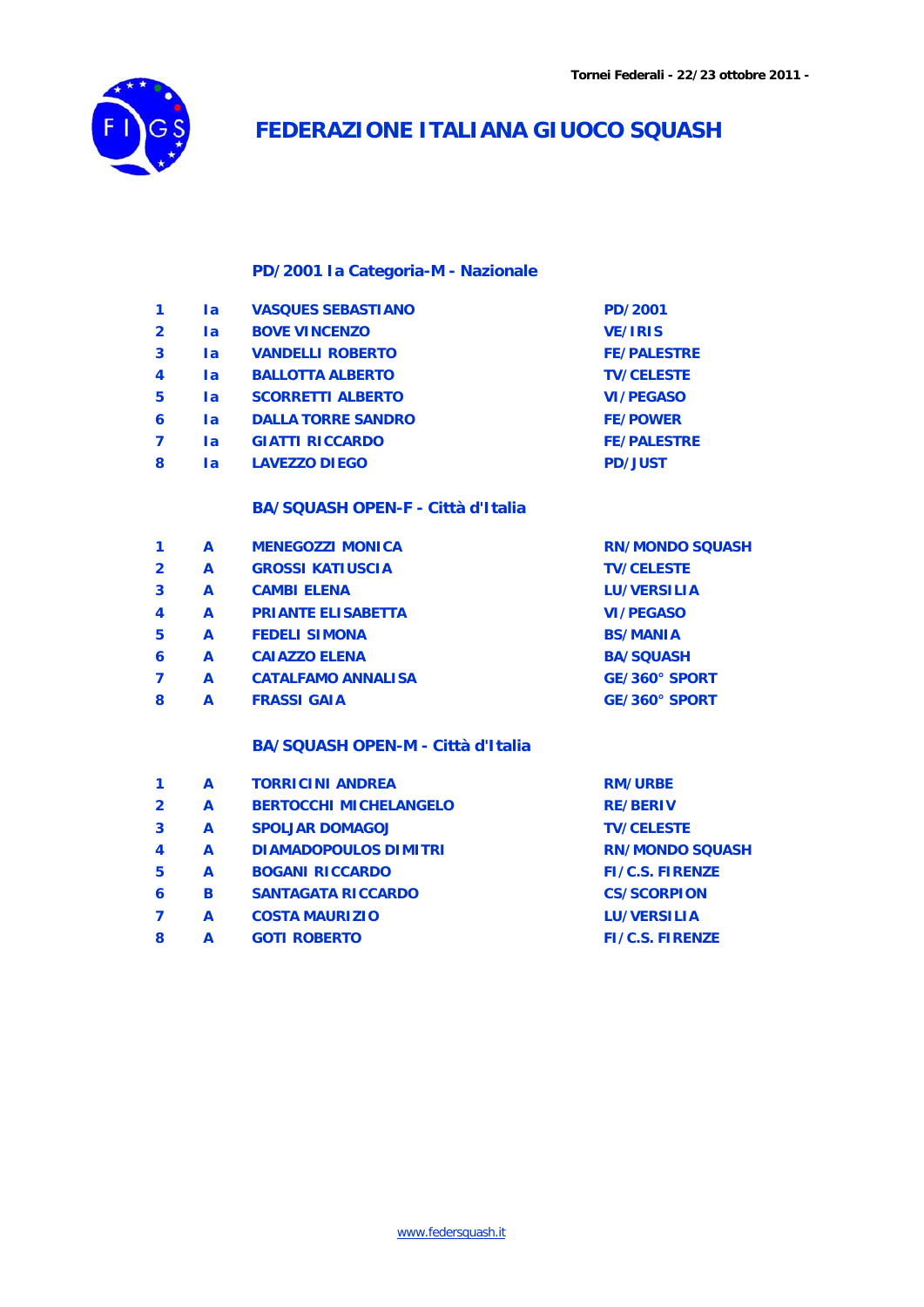# FEDERAZIONE ITALIANA GIUOCO SQUASH

## PD/2001 Ia Categoria-M - Nazionale

| | | | |
|---|---|---|---|
| 1 | Ia | VASQUES SEBASTIANO | PD/2001 |
| 2 | Ia | BOVE VINCENZO | VE/IRIS |
| 3 | Ia | VANDELLI ROBERTO | FE/PALESTRE |
| 4 | Ia | BALLOTTA ALBERTO | TV/CELESTE |
| 5 | Ia | SCORRETTI ALBERTO | VI/PEGASO |
| 6 | Ia | DALLA TORRE SANDRO | FE/POWER |
| 7 | Ia | GIATTI RICCARDO | FE/PALESTRE |
| 8 | Ia | LAVEZZO DIEGO | PD/JUST |

## BA/SQUASH OPEN-F - Città d'Italia

| | | | |
|---|---|---|---|
| 1 | A | MENEGOZZI MONICA | RN/MONDO SQUASH |
| 2 | A | GROSSI KATIUSCIA | TV/CELESTE |
| 3 | A | CAMBI ELENA | LU/VERSILIA |
| 4 | A | PRIANTE ELISABETTA | VI/PEGASO |
| 5 | A | FEDELI SIMONA | BS/MANIA |
| 6 | A | CAIAZZO ELENA | BA/SQUASH |
| 7 | A | CATALFAMO ANNALISA | GE/360° SPORT |
| 8 | A | FRASSI GAIA | GE/360° SPORT |

## BA/SQUASH OPEN-M - Città d'Italia

| | | | |
|---|---|---|---|
| 1 | A | TORRICINI ANDREA | RM/URBE |
| 2 | A | BERTOCCHI MICHELANGELO | RE/BERIV |
| 3 | A | SPOLJAR DOMAGOJ | TV/CELESTE |
| 4 | A | DIAMADOPOULOS DIMITRI | RN/MONDO SQUASH |
| 5 | A | BOGANI RICCARDO | FI/C.S. FIRENZE |
| 6 | B | SANTAGATA RICCARDO | CS/SCORPION |
| 7 | A | COSTA MAURIZIO | LU/VERSILIA |
| 8 | A | GOTI ROBERTO | FI/C.S. FIRENZE |